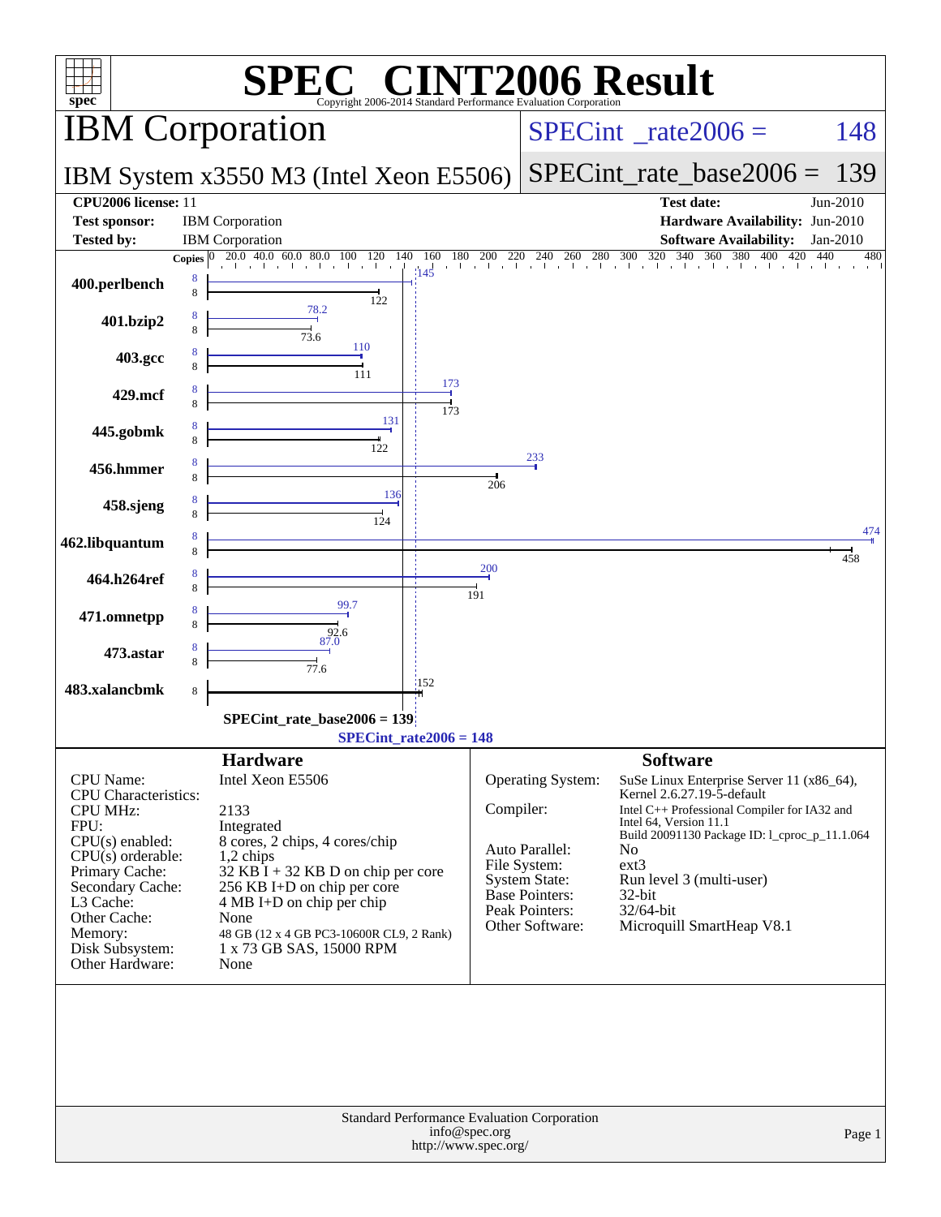# SPEC CINT2006 Result

Copyright 2006-2014 Standard Performance Evaluation Corporation

## IBM Corporation

**SPECint_rate2006 = 148**

## IBM System x3550 M3 (Intel Xeon E5506)

**SPECint_rate_base2006 = 139**

| | | | |
|---|---|---|---|
| **CPU2006 license:** 11 | | **Test date:** | Jun-2010 |
| **Test sponsor:** | IBM Corporation | **Hardware Availability:** | Jun-2010 |
| **Tested by:** | IBM Corporation | **Software Availability:** | Jan-2010 |

| Benchmark | Copies | Peak | Base |
|---|---|---|---|
| 400.perlbench | 8 | 145 | 122 |
| 401.bzip2 | 8 | 78.2 | 73.6 |
| 403.gcc | 8 | 110 | 111 |
| 429.mcf | 8 | 173 | 173 |
| 445.gobmk | 8 | 131 | 122 |
| 456.hmmer | 8 | 233 | 206 |
| 458.sjeng | 8 | 136 | 124 |
| 462.libquantum | 8 | 474 | 458 |
| 464.h264ref | 8 | 200 | 191 |
| 471.omnetpp | 8 | 99.7 | 92.6 |
| 473.astar | 8 | 87.0 | 77.6 |
| 483.xalancbmk | 8 | | 152 |

SPECint_rate_base2006 = 139

SPECint_rate2006 = 148

### Hardware

| | |
|---|---|
| CPU Name: | Intel Xeon E5506 |
| CPU Characteristics: | |
| CPU MHz: | 2133 |
| FPU: | Integrated |
| CPU(s) enabled: | 8 cores, 2 chips, 4 cores/chip |
| CPU(s) orderable: | 1,2 chips |
| Primary Cache: | 32 KB I + 32 KB D on chip per core |
| Secondary Cache: | 256 KB I+D on chip per core |
| L3 Cache: | 4 MB I+D on chip per chip |
| Other Cache: | None |
| Memory: | 48 GB (12 x 4 GB PC3-10600R CL9, 2 Rank) |
| Disk Subsystem: | 1 x 73 GB SAS, 15000 RPM |
| Other Hardware: | None |

### Software

| | |
|---|---|
| Operating System: | SuSe Linux Enterprise Server 11 (x86_64), Kernel 2.6.27.19-5-default |
| Compiler: | Intel C++ Professional Compiler for IA32 and Intel 64, Version 11.1 Build 20091130 Package ID: l_cproc_p_11.1.064 |
| Auto Parallel: | No |
| File System: | ext3 |
| System State: | Run level 3 (multi-user) |
| Base Pointers: | 32-bit |
| Peak Pointers: | 32/64-bit |
| Other Software: | Microquill SmartHeap V8.1 |

Standard Performance Evaluation Corporation
info@spec.org
http://www.spec.org/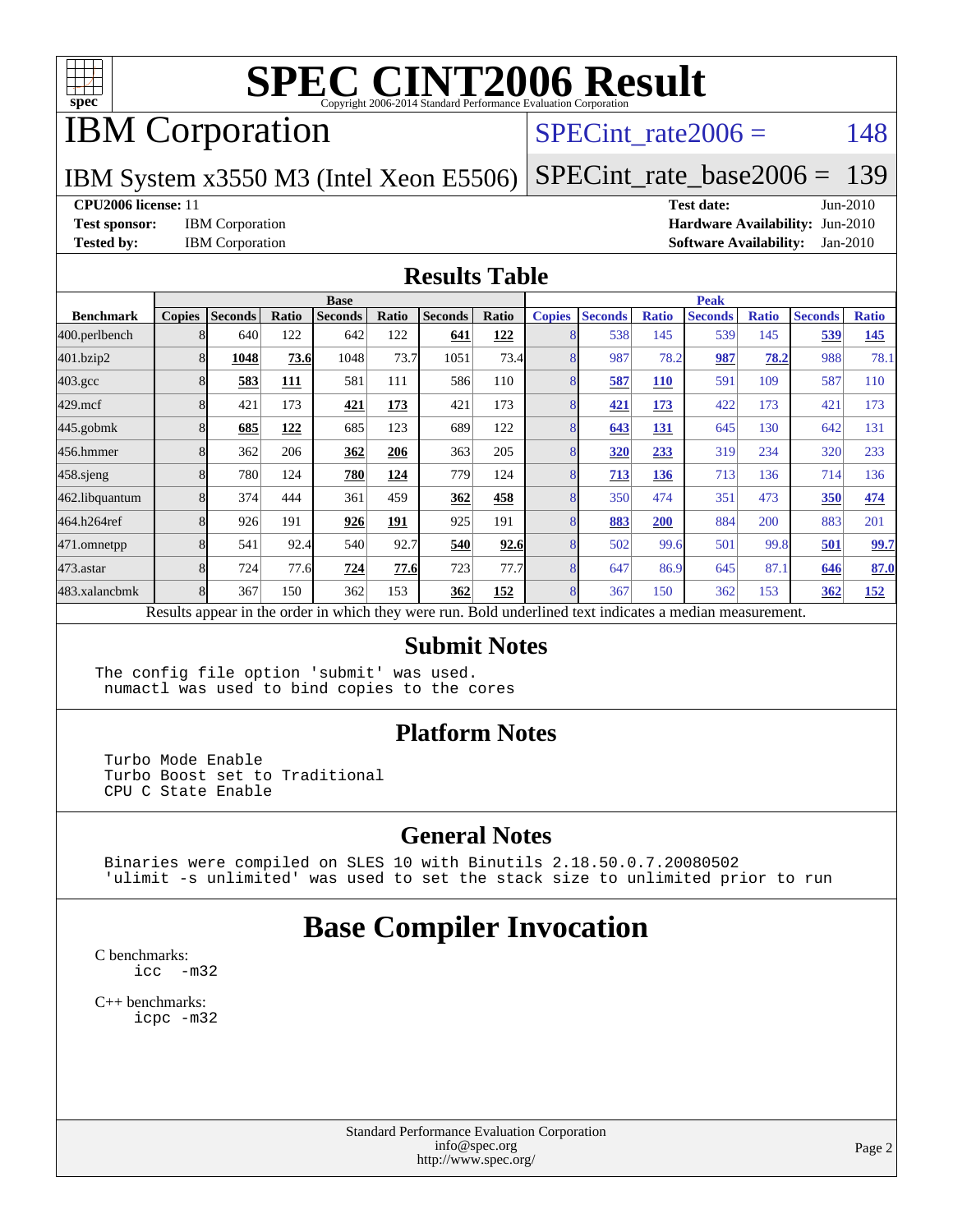# SPEC CINT2006 Result

Copyright 2006-2014 Standard Performance Evaluation Corporation

## IBM Corporation

IBM System x3550 M3 (Intel Xeon E5506)

SPECint_rate2006 = 148

SPECint_rate_base2006 = 139

**CPU2006 license:** 11

**Test sponsor:** IBM Corporation

**Tested by:** IBM Corporation

**Test date:** Jun-2010

**Hardware Availability:** Jun-2010

**Software Availability:** Jan-2010

## Results Table

| Benchmark | Base | | | | | | | Peak | | | | | | |
|---|---|---|---|---|---|---|---|---|---|---|---|---|---|---|
| | Copies | Seconds | Ratio | Seconds | Ratio | Seconds | Ratio | Copies | Seconds | Ratio | Seconds | Ratio | Seconds | Ratio |
| 400.perlbench | 8 | 640 | 122 | 642 | 122 | **641** | **122** | 8 | 538 | 145 | 539 | 145 | **539** | **145** |
| 401.bzip2 | 8 | **1048** | **73.6** | 1048 | 73.7 | 1051 | 73.4 | 8 | 987 | 78.2 | **987** | **78.2** | 988 | 78.1 |
| 403.gcc | 8 | **583** | **111** | 581 | 111 | 586 | 110 | 8 | **587** | **110** | 591 | 109 | 587 | 110 |
| 429.mcf | 8 | 421 | 173 | **421** | **173** | 421 | 173 | 8 | **421** | **173** | 422 | 173 | 421 | 173 |
| 445.gobmk | 8 | **685** | **122** | 685 | 123 | 689 | 122 | 8 | **643** | **131** | 645 | 130 | 642 | 131 |
| 456.hmmer | 8 | 362 | 206 | **362** | **206** | 363 | 205 | 8 | **320** | **233** | 319 | 234 | 320 | 233 |
| 458.sjeng | 8 | 780 | 124 | **780** | **124** | 779 | 124 | 8 | **713** | **136** | 713 | 136 | 714 | 136 |
| 462.libquantum | 8 | 374 | 444 | 361 | 459 | **362** | **458** | 8 | 350 | 474 | 351 | 473 | **350** | **474** |
| 464.h264ref | 8 | 926 | 191 | **926** | **191** | 925 | 191 | 8 | **883** | **200** | 884 | 200 | 883 | 201 |
| 471.omnetpp | 8 | 541 | 92.4 | 540 | 92.7 | **540** | **92.6** | 8 | 502 | 99.6 | 501 | 99.8 | **501** | **99.7** |
| 473.astar | 8 | 724 | 77.6 | **724** | **77.6** | 723 | 77.7 | 8 | 647 | 86.9 | 645 | 87.1 | **646** | **87.0** |
| 483.xalancbmk | 8 | 367 | 150 | 362 | 153 | **362** | **152** | 8 | 367 | 150 | 362 | 153 | **362** | **152** |

Results appear in the order in which they were run. Bold underlined text indicates a median measurement.

## Submit Notes

```
The config file option 'submit' was used.
 numactl was used to bind copies to the cores
```

## Platform Notes

```
Turbo Mode Enable
Turbo Boost set to Traditional
CPU C State Enable
```

## General Notes

```
Binaries were compiled on SLES 10 with Binutils 2.18.50.0.7.20080502
'ulimit -s unlimited' was used to set the stack size to unlimited prior to run
```

# Base Compiler Invocation

C benchmarks:

```
icc  -m32
```

C++ benchmarks:

```
icpc -m32
```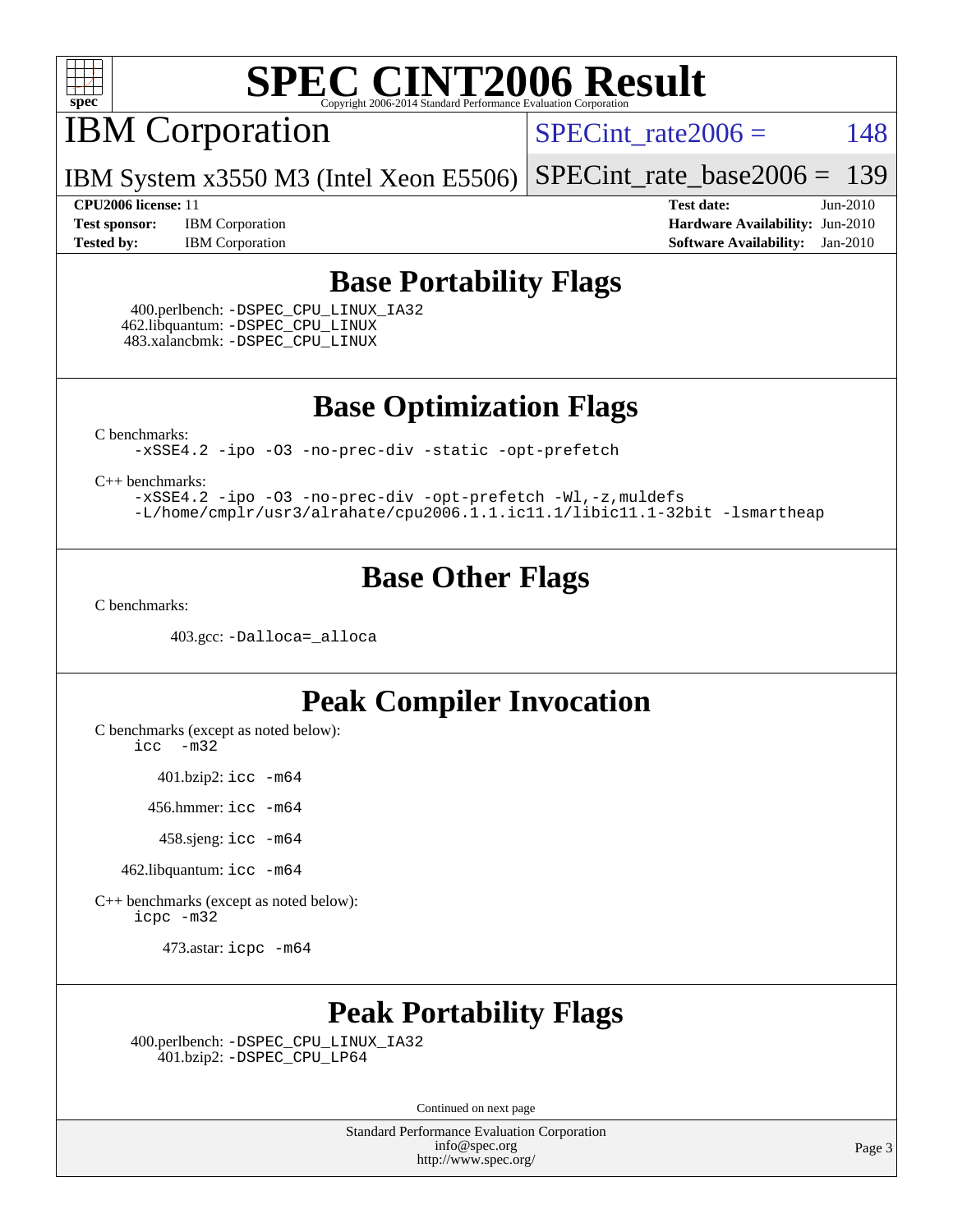# SPEC CINT2006 Result

IBM Corporation

IBM System x3550 M3 (Intel Xeon E5506)

SPECint_rate2006 = 148

SPECint_rate_base2006 = 139

**CPU2006 license:** 11
**Test sponsor:** IBM Corporation
**Tested by:** IBM Corporation

**Test date:** Jun-2010
**Hardware Availability:** Jun-2010
**Software Availability:** Jan-2010

## Base Portability Flags

400.perlbench: -DSPEC_CPU_LINUX_IA32
462.libquantum: -DSPEC_CPU_LINUX
483.xalancbmk: -DSPEC_CPU_LINUX

## Base Optimization Flags

C benchmarks:

```
-xSSE4.2 -ipo -O3 -no-prec-div -static -opt-prefetch
```

C++ benchmarks:

```
-xSSE4.2 -ipo -O3 -no-prec-div -opt-prefetch -Wl,-z,muldefs
-L/home/cmplr/usr3/alrahate/cpu2006.1.1.ic11.1/libic11.1-32bit -lsmartheap
```

## Base Other Flags

C benchmarks:

403.gcc: -Dalloca=_alloca

## Peak Compiler Invocation

C benchmarks (except as noted below):
icc -m32

401.bzip2: icc -m64

456.hmmer: icc -m64

458.sjeng: icc -m64

462.libquantum: icc -m64

C++ benchmarks (except as noted below):
icpc -m32

473.astar: icpc -m64

## Peak Portability Flags

400.perlbench: -DSPEC_CPU_LINUX_IA32
401.bzip2: -DSPEC_CPU_LP64

Continued on next page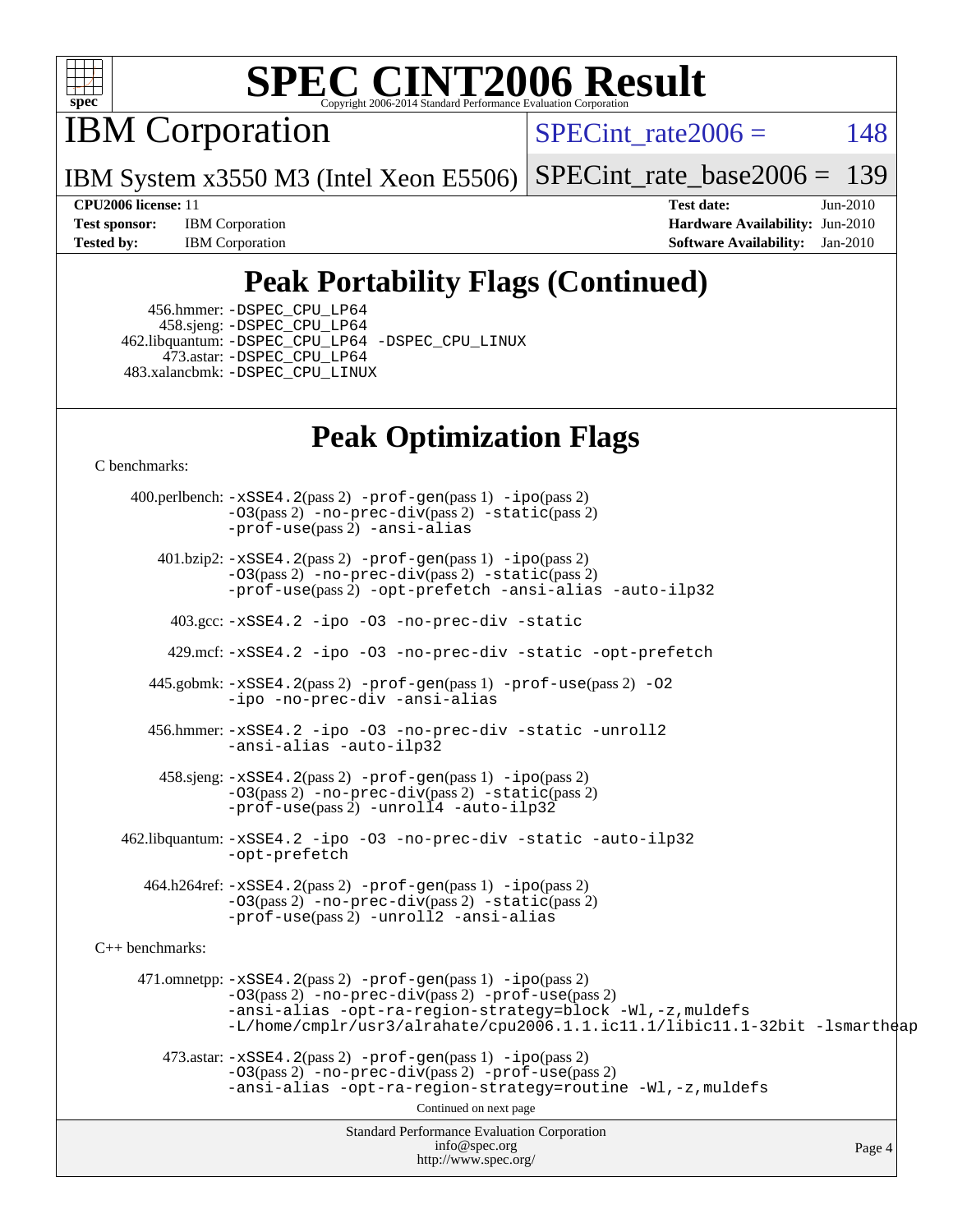# SPEC CINT2006 Result

Copyright 2006-2014 Standard Performance Evaluation Corporation

## IBM Corporation

IBM System x3550 M3 (Intel Xeon E5506)

SPECint_rate2006 = 148

SPECint_rate_base2006 = 139

**CPU2006 license:** 11
**Test sponsor:** IBM Corporation
**Tested by:** IBM Corporation

**Test date:** Jun-2010
**Hardware Availability:** Jun-2010
**Software Availability:** Jan-2010

## Peak Portability Flags (Continued)

456.hmmer: -DSPEC_CPU_LP64
458.sjeng: -DSPEC_CPU_LP64
462.libquantum: -DSPEC_CPU_LP64 -DSPEC_CPU_LINUX
473.astar: -DSPEC_CPU_LP64
483.xalancbmk: -DSPEC_CPU_LINUX

## Peak Optimization Flags

C benchmarks:

400.perlbench: -xSSE4.2(pass 2) -prof-gen(pass 1) -ipo(pass 2) -O3(pass 2) -no-prec-div(pass 2) -static(pass 2) -prof-use(pass 2) -ansi-alias

401.bzip2: -xSSE4.2(pass 2) -prof-gen(pass 1) -ipo(pass 2) -O3(pass 2) -no-prec-div(pass 2) -static(pass 2) -prof-use(pass 2) -opt-prefetch -ansi-alias -auto-ilp32

403.gcc: -xSSE4.2 -ipo -O3 -no-prec-div -static

429.mcf: -xSSE4.2 -ipo -O3 -no-prec-div -static -opt-prefetch

445.gobmk: -xSSE4.2(pass 2) -prof-gen(pass 1) -prof-use(pass 2) -O2 -ipo -no-prec-div -ansi-alias

456.hmmer: -xSSE4.2 -ipo -O3 -no-prec-div -static -unroll2 -ansi-alias -auto-ilp32

458.sjeng: -xSSE4.2(pass 2) -prof-gen(pass 1) -ipo(pass 2) -O3(pass 2) -no-prec-div(pass 2) -static(pass 2) -prof-use(pass 2) -unroll4 -auto-ilp32

462.libquantum: -xSSE4.2 -ipo -O3 -no-prec-div -static -auto-ilp32 -opt-prefetch

464.h264ref: -xSSE4.2(pass 2) -prof-gen(pass 1) -ipo(pass 2) -O3(pass 2) -no-prec-div(pass 2) -static(pass 2) -prof-use(pass 2) -unroll2 -ansi-alias

C++ benchmarks:

471.omnetpp: -xSSE4.2(pass 2) -prof-gen(pass 1) -ipo(pass 2) -O3(pass 2) -no-prec-div(pass 2) -prof-use(pass 2) -ansi-alias -opt-ra-region-strategy=block -Wl,-z,muldefs -L/home/cmplr/usr3/alrahate/cpu2006.1.1.ic11.1/libic11.1-32bit -lsmartheap

473.astar: -xSSE4.2(pass 2) -prof-gen(pass 1) -ipo(pass 2) -O3(pass 2) -no-prec-div(pass 2) -prof-use(pass 2) -ansi-alias -opt-ra-region-strategy=routine -Wl,-z,muldefs

Continued on next page

Standard Performance Evaluation Corporation
info@spec.org
http://www.spec.org/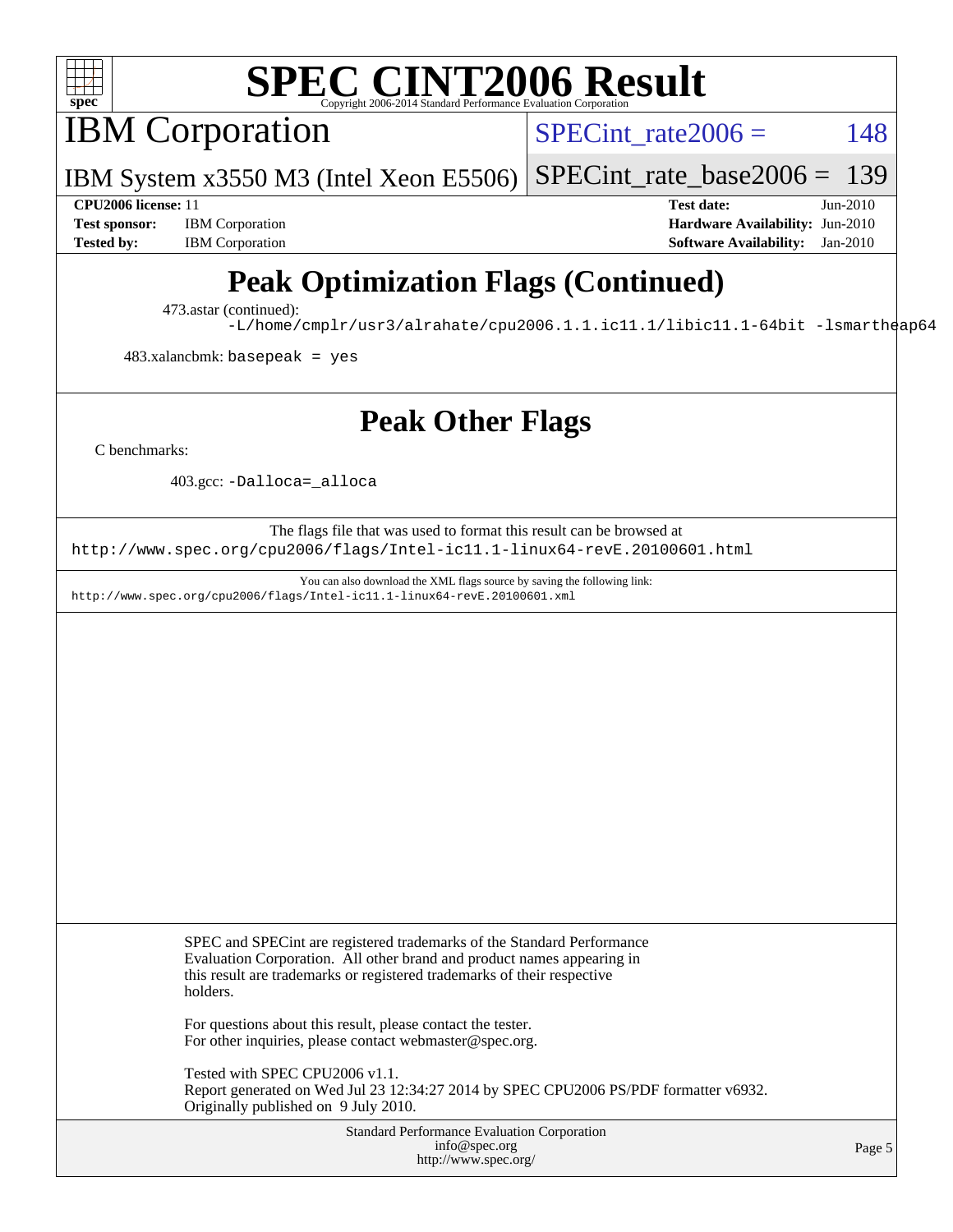## Peak Optimization Flags (Continued)

473.astar (continued):
`-L/home/cmplr/usr3/alrahate/cpu2006.1.1.ic11.1/libic11.1-64bit -lsmartheap64`

483.xalancbmk: `basepeak = yes`

## Peak Other Flags

C benchmarks:

403.gcc: `-Dalloca=_alloca`

The flags file that was used to format this result can be browsed at
`http://www.spec.org/cpu2006/flags/Intel-ic11.1-linux64-revE.20100601.html`

You can also download the XML flags source by saving the following link:
`http://www.spec.org/cpu2006/flags/Intel-ic11.1-linux64-revE.20100601.xml`

SPEC and SPECint are registered trademarks of the Standard Performance Evaluation Corporation. All other brand and product names appearing in this result are trademarks or registered trademarks of their respective holders.

For questions about this result, please contact the tester.
For other inquiries, please contact webmaster@spec.org.

Tested with SPEC CPU2006 v1.1.
Report generated on Wed Jul 23 12:34:27 2014 by SPEC CPU2006 PS/PDF formatter v6932.
Originally published on 9 July 2010.